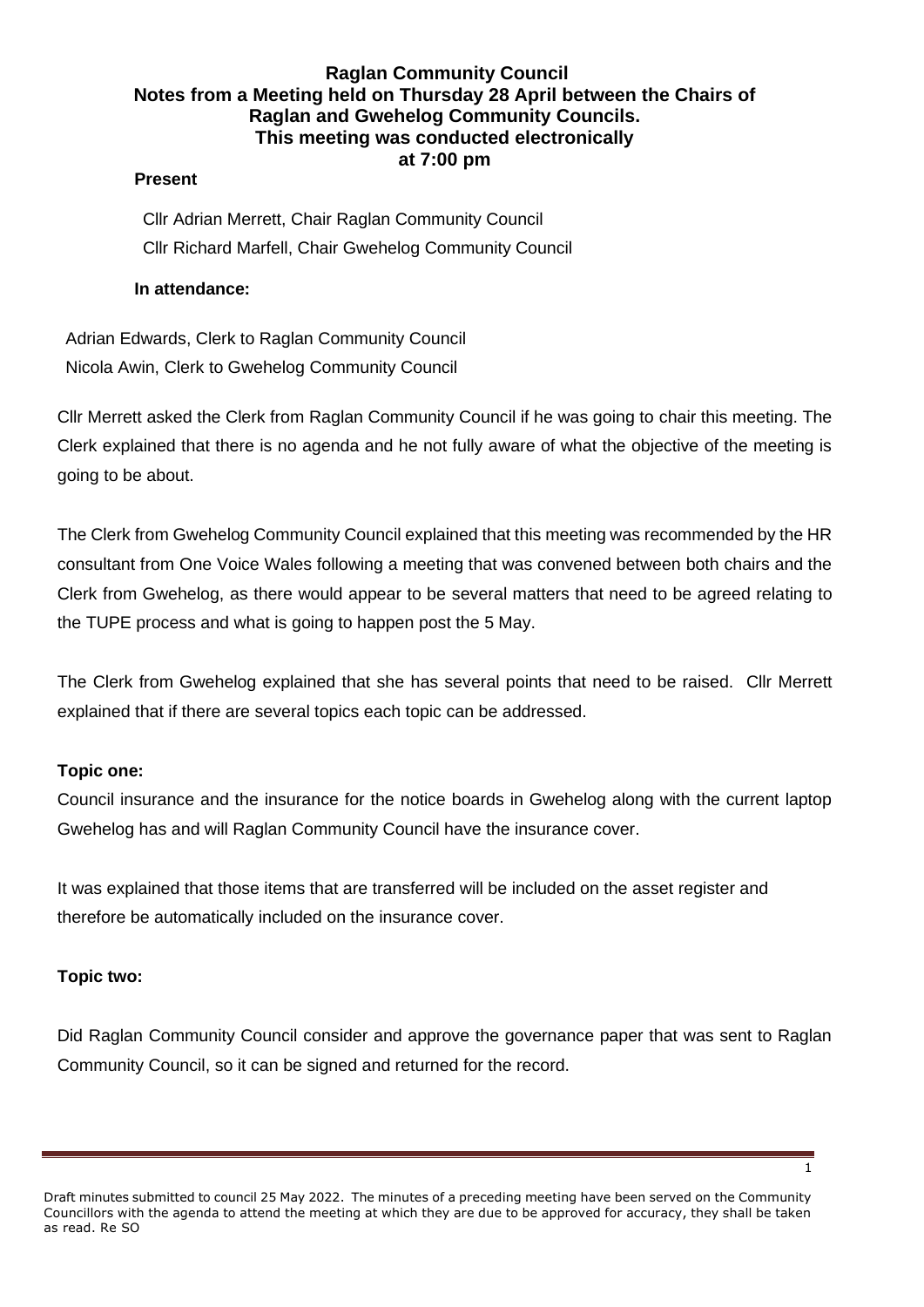# Raglan Community Council
## Notes from a Meeting held on Thursday 28 April between the Chairs of Raglan and Gwehelog Community Councils.
## This meeting was conducted electronically at 7:00 pm

**Present**

Cllr Adrian Merrett, Chair Raglan Community Council
Cllr Richard Marfell, Chair Gwehelog Community Council

**In attendance:**

Adrian Edwards, Clerk to Raglan Community Council
Nicola Awin, Clerk to Gwehelog Community Council

Cllr Merrett asked the Clerk from Raglan Community Council if he was going to chair this meeting. The Clerk explained that there is no agenda and he not fully aware of what the objective of the meeting is going to be about.

The Clerk from Gwehelog Community Council explained that this meeting was recommended by the HR consultant from One Voice Wales following a meeting that was convened between both chairs and the Clerk from Gwehelog, as there would appear to be several matters that need to be agreed relating to the TUPE process and what is going to happen post the 5 May.

The Clerk from Gwehelog explained that she has several points that need to be raised. Cllr Merrett explained that if there are several topics each topic can be addressed.

**Topic one:**

Council insurance and the insurance for the notice boards in Gwehelog along with the current laptop Gwehelog has and will Raglan Community Council have the insurance cover.

It was explained that those items that are transferred will be included on the asset register and therefore be automatically included on the insurance cover.

**Topic two:**

Did Raglan Community Council consider and approve the governance paper that was sent to Raglan Community Council, so it can be signed and returned for the record.

Draft minutes submitted to council 25 May 2022. The minutes of a preceding meeting have been served on the Community Councillors with the agenda to attend the meeting at which they are due to be approved for accuracy, they shall be taken as read. Re SO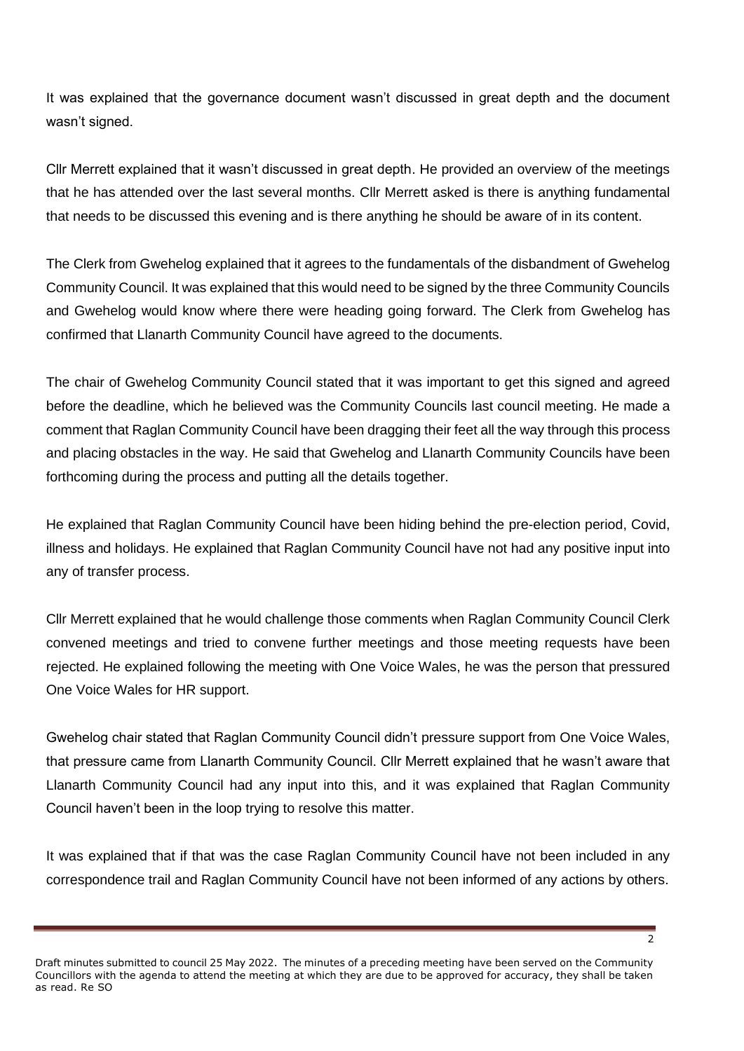It was explained that the governance document wasn't discussed in great depth and the document wasn't signed.

Cllr Merrett explained that it wasn't discussed in great depth. He provided an overview of the meetings that he has attended over the last several months. Cllr Merrett asked is there is anything fundamental that needs to be discussed this evening and is there anything he should be aware of in its content.

The Clerk from Gwehelog explained that it agrees to the fundamentals of the disbandment of Gwehelog Community Council. It was explained that this would need to be signed by the three Community Councils and Gwehelog would know where there were heading going forward. The Clerk from Gwehelog has confirmed that Llanarth Community Council have agreed to the documents.

The chair of Gwehelog Community Council stated that it was important to get this signed and agreed before the deadline, which he believed was the Community Councils last council meeting. He made a comment that Raglan Community Council have been dragging their feet all the way through this process and placing obstacles in the way. He said that Gwehelog and Llanarth Community Councils have been forthcoming during the process and putting all the details together.

He explained that Raglan Community Council have been hiding behind the pre-election period, Covid, illness and holidays. He explained that Raglan Community Council have not had any positive input into any of transfer process.

Cllr Merrett explained that he would challenge those comments when Raglan Community Council Clerk convened meetings and tried to convene further meetings and those meeting requests have been rejected. He explained following the meeting with One Voice Wales, he was the person that pressured One Voice Wales for HR support.

Gwehelog chair stated that Raglan Community Council didn't pressure support from One Voice Wales, that pressure came from Llanarth Community Council. Cllr Merrett explained that he wasn't aware that Llanarth Community Council had any input into this, and it was explained that Raglan Community Council haven't been in the loop trying to resolve this matter.

It was explained that if that was the case Raglan Community Council have not been included in any correspondence trail and Raglan Community Council have not been informed of any actions by others.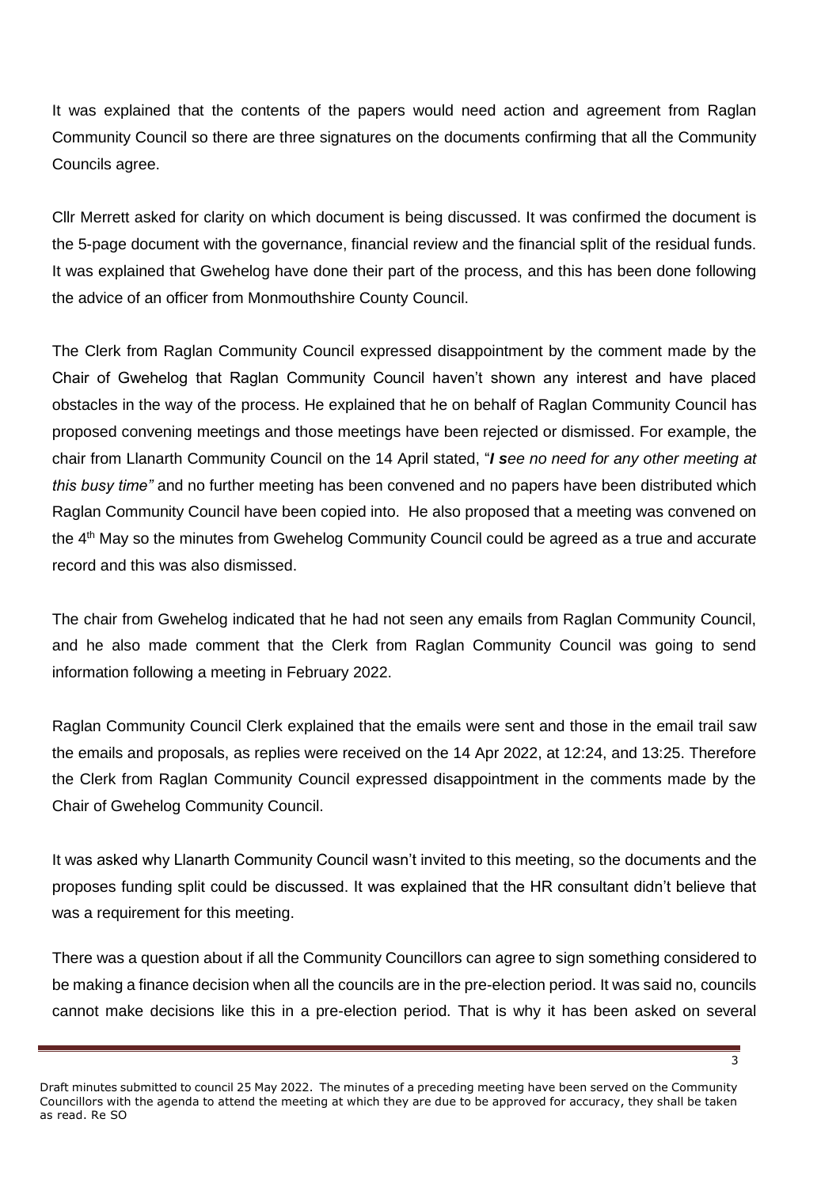It was explained that the contents of the papers would need action and agreement from Raglan Community Council so there are three signatures on the documents confirming that all the Community Councils agree.

Cllr Merrett asked for clarity on which document is being discussed. It was confirmed the document is the 5-page document with the governance, financial review and the financial split of the residual funds. It was explained that Gwehelog have done their part of the process, and this has been done following the advice of an officer from Monmouthshire County Council.

The Clerk from Raglan Community Council expressed disappointment by the comment made by the Chair of Gwehelog that Raglan Community Council haven't shown any interest and have placed obstacles in the way of the process. He explained that he on behalf of Raglan Community Council has proposed convening meetings and those meetings have been rejected or dismissed. For example, the chair from Llanarth Community Council on the 14 April stated, "***I s****ee no need for any other meeting at this busy time"* and no further meeting has been convened and no papers have been distributed which Raglan Community Council have been copied into. He also proposed that a meeting was convened on the 4th May so the minutes from Gwehelog Community Council could be agreed as a true and accurate record and this was also dismissed.

The chair from Gwehelog indicated that he had not seen any emails from Raglan Community Council, and he also made comment that the Clerk from Raglan Community Council was going to send information following a meeting in February 2022.

Raglan Community Council Clerk explained that the emails were sent and those in the email trail saw the emails and proposals, as replies were received on the 14 Apr 2022, at 12:24, and 13:25. Therefore the Clerk from Raglan Community Council expressed disappointment in the comments made by the Chair of Gwehelog Community Council.

It was asked why Llanarth Community Council wasn't invited to this meeting, so the documents and the proposes funding split could be discussed. It was explained that the HR consultant didn't believe that was a requirement for this meeting.

There was a question about if all the Community Councillors can agree to sign something considered to be making a finance decision when all the councils are in the pre-election period. It was said no, councils cannot make decisions like this in a pre-election period. That is why it has been asked on several

Draft minutes submitted to council 25 May 2022. The minutes of a preceding meeting have been served on the Community Councillors with the agenda to attend the meeting at which they are due to be approved for accuracy, they shall be taken as read. Re SO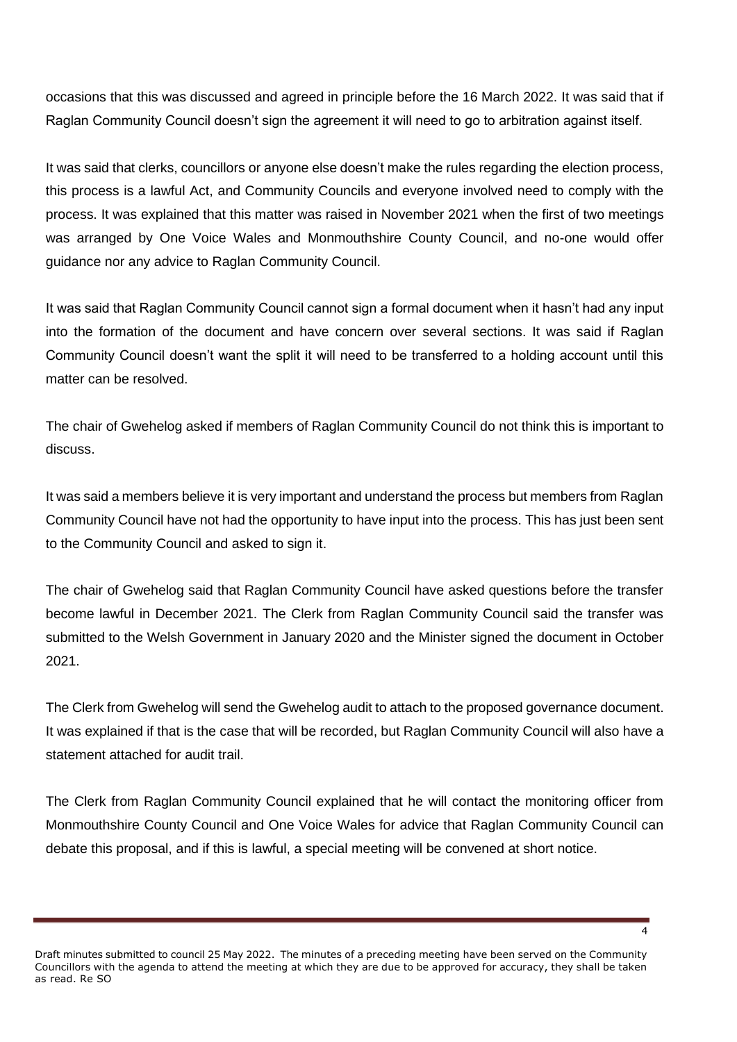occasions that this was discussed and agreed in principle before the 16 March 2022. It was said that if Raglan Community Council doesn't sign the agreement it will need to go to arbitration against itself.

It was said that clerks, councillors or anyone else doesn't make the rules regarding the election process, this process is a lawful Act, and Community Councils and everyone involved need to comply with the process. It was explained that this matter was raised in November 2021 when the first of two meetings was arranged by One Voice Wales and Monmouthshire County Council, and no-one would offer guidance nor any advice to Raglan Community Council.

It was said that Raglan Community Council cannot sign a formal document when it hasn't had any input into the formation of the document and have concern over several sections. It was said if Raglan Community Council doesn't want the split it will need to be transferred to a holding account until this matter can be resolved.

The chair of Gwehelog asked if members of Raglan Community Council do not think this is important to discuss.

It was said a members believe it is very important and understand the process but members from Raglan Community Council have not had the opportunity to have input into the process. This has just been sent to the Community Council and asked to sign it.

The chair of Gwehelog said that Raglan Community Council have asked questions before the transfer become lawful in December 2021. The Clerk from Raglan Community Council said the transfer was submitted to the Welsh Government in January 2020 and the Minister signed the document in October 2021.

The Clerk from Gwehelog will send the Gwehelog audit to attach to the proposed governance document. It was explained if that is the case that will be recorded, but Raglan Community Council will also have a statement attached for audit trail.

The Clerk from Raglan Community Council explained that he will contact the monitoring officer from Monmouthshire County Council and One Voice Wales for advice that Raglan Community Council can debate this proposal, and if this is lawful, a special meeting will be convened at short notice.

Draft minutes submitted to council 25 May 2022. The minutes of a preceding meeting have been served on the Community Councillors with the agenda to attend the meeting at which they are due to be approved for accuracy, they shall be taken as read. Re SO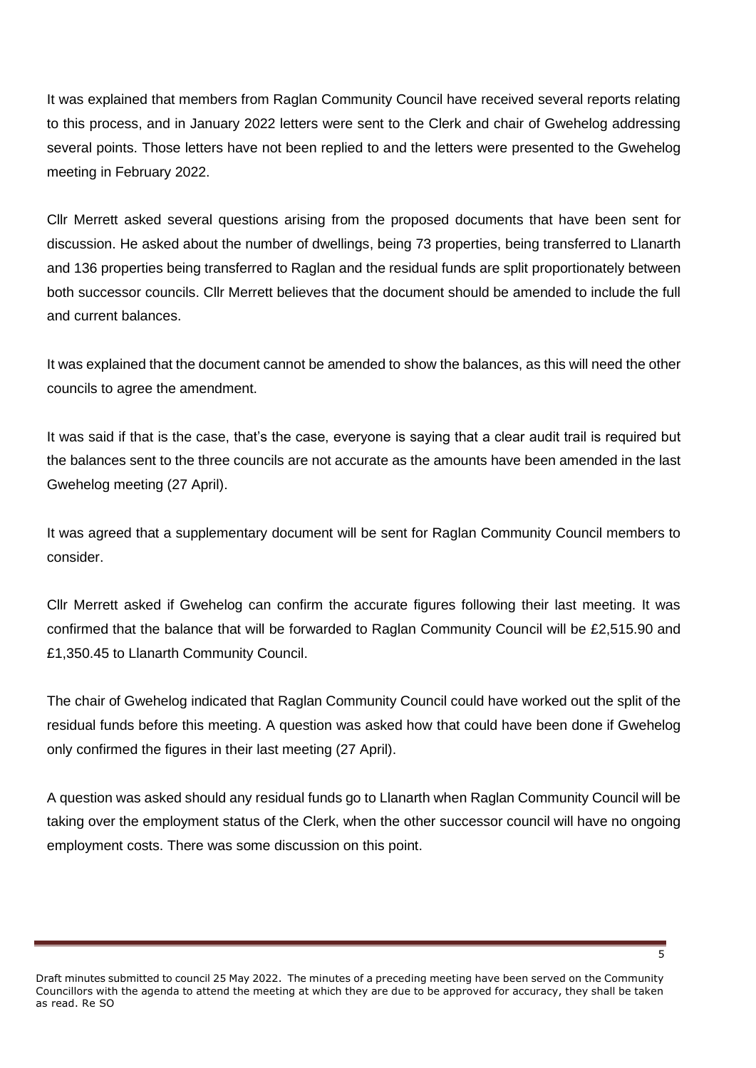It was explained that members from Raglan Community Council have received several reports relating to this process, and in January 2022 letters were sent to the Clerk and chair of Gwehelog addressing several points. Those letters have not been replied to and the letters were presented to the Gwehelog meeting in February 2022.

Cllr Merrett asked several questions arising from the proposed documents that have been sent for discussion. He asked about the number of dwellings, being 73 properties, being transferred to Llanarth and 136 properties being transferred to Raglan and the residual funds are split proportionately between both successor councils. Cllr Merrett believes that the document should be amended to include the full and current balances.

It was explained that the document cannot be amended to show the balances, as this will need the other councils to agree the amendment.

It was said if that is the case, that's the case, everyone is saying that a clear audit trail is required but the balances sent to the three councils are not accurate as the amounts have been amended in the last Gwehelog meeting (27 April).

It was agreed that a supplementary document will be sent for Raglan Community Council members to consider.

Cllr Merrett asked if Gwehelog can confirm the accurate figures following their last meeting. It was confirmed that the balance that will be forwarded to Raglan Community Council will be £2,515.90 and £1,350.45 to Llanarth Community Council.

The chair of Gwehelog indicated that Raglan Community Council could have worked out the split of the residual funds before this meeting. A question was asked how that could have been done if Gwehelog only confirmed the figures in their last meeting (27 April).

A question was asked should any residual funds go to Llanarth when Raglan Community Council will be taking over the employment status of the Clerk, when the other successor council will have no ongoing employment costs. There was some discussion on this point.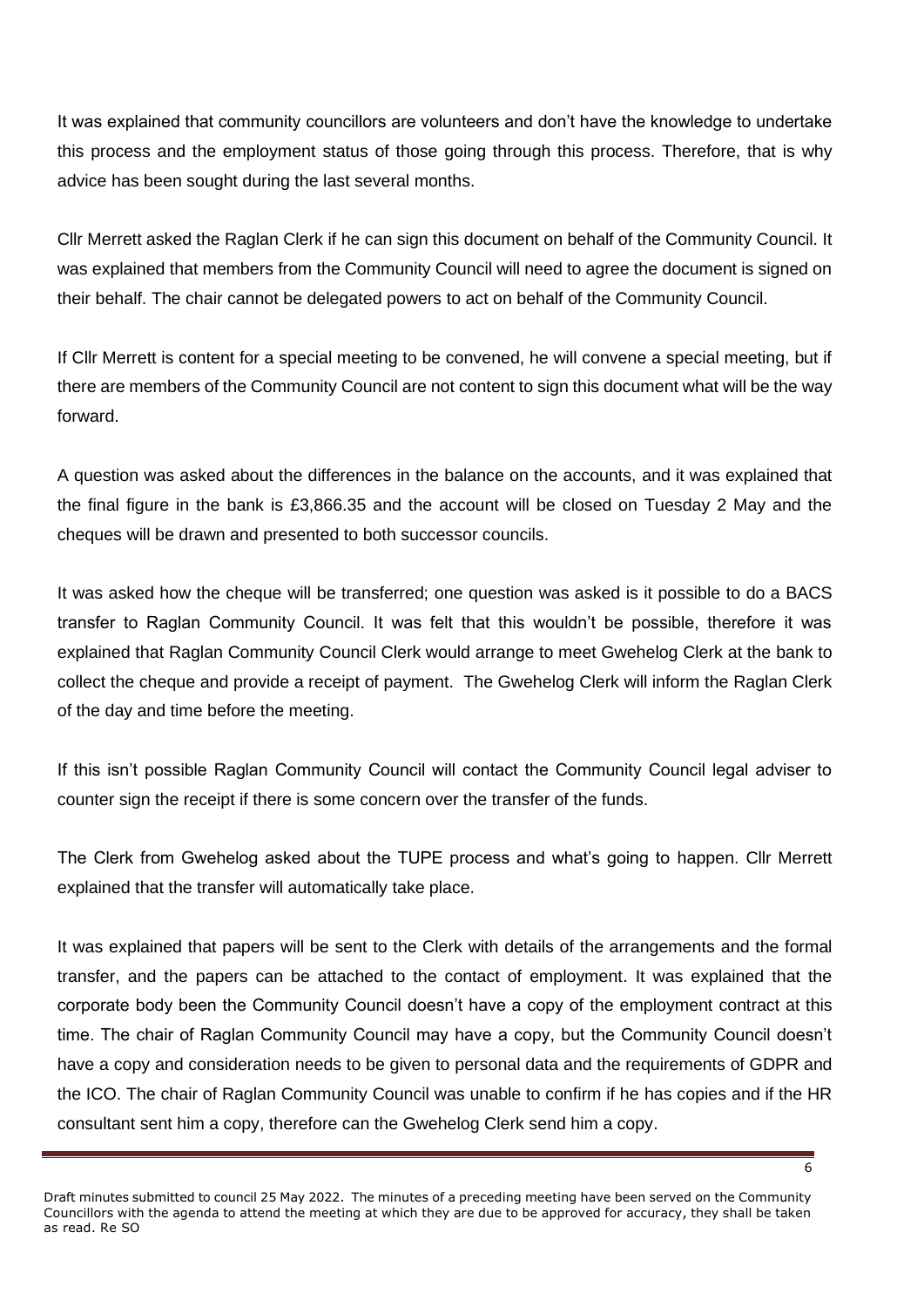It was explained that community councillors are volunteers and don't have the knowledge to undertake this process and the employment status of those going through this process. Therefore, that is why advice has been sought during the last several months.

Cllr Merrett asked the Raglan Clerk if he can sign this document on behalf of the Community Council. It was explained that members from the Community Council will need to agree the document is signed on their behalf. The chair cannot be delegated powers to act on behalf of the Community Council.

If Cllr Merrett is content for a special meeting to be convened, he will convene a special meeting, but if there are members of the Community Council are not content to sign this document what will be the way forward.

A question was asked about the differences in the balance on the accounts, and it was explained that the final figure in the bank is £3,866.35 and the account will be closed on Tuesday 2 May and the cheques will be drawn and presented to both successor councils.

It was asked how the cheque will be transferred; one question was asked is it possible to do a BACS transfer to Raglan Community Council. It was felt that this wouldn't be possible, therefore it was explained that Raglan Community Council Clerk would arrange to meet Gwehelog Clerk at the bank to collect the cheque and provide a receipt of payment. The Gwehelog Clerk will inform the Raglan Clerk of the day and time before the meeting.

If this isn't possible Raglan Community Council will contact the Community Council legal adviser to counter sign the receipt if there is some concern over the transfer of the funds.

The Clerk from Gwehelog asked about the TUPE process and what's going to happen. Cllr Merrett explained that the transfer will automatically take place.

It was explained that papers will be sent to the Clerk with details of the arrangements and the formal transfer, and the papers can be attached to the contact of employment. It was explained that the corporate body been the Community Council doesn't have a copy of the employment contract at this time. The chair of Raglan Community Council may have a copy, but the Community Council doesn't have a copy and consideration needs to be given to personal data and the requirements of GDPR and the ICO. The chair of Raglan Community Council was unable to confirm if he has copies and if the HR consultant sent him a copy, therefore can the Gwehelog Clerk send him a copy.

Draft minutes submitted to council 25 May 2022. The minutes of a preceding meeting have been served on the Community Councillors with the agenda to attend the meeting at which they are due to be approved for accuracy, they shall be taken as read. Re SO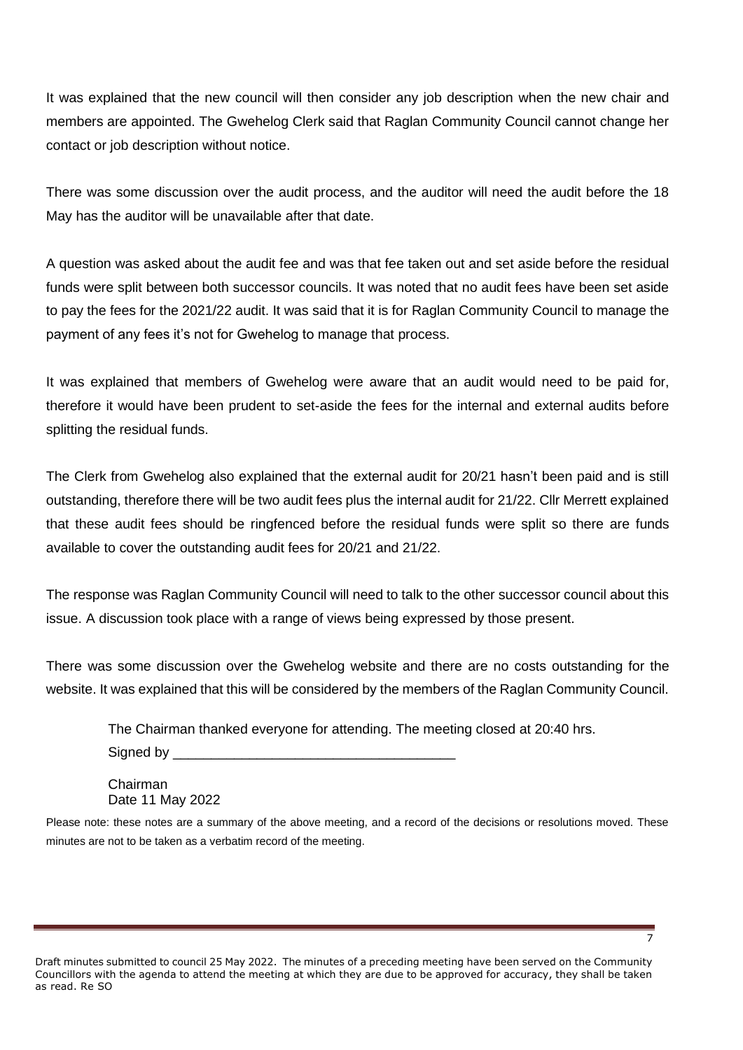It was explained that the new council will then consider any job description when the new chair and members are appointed. The Gwehelog Clerk said that Raglan Community Council cannot change her contact or job description without notice.

There was some discussion over the audit process, and the auditor will need the audit before the 18 May has the auditor will be unavailable after that date.

A question was asked about the audit fee and was that fee taken out and set aside before the residual funds were split between both successor councils. It was noted that no audit fees have been set aside to pay the fees for the 2021/22 audit. It was said that it is for Raglan Community Council to manage the payment of any fees it's not for Gwehelog to manage that process.

It was explained that members of Gwehelog were aware that an audit would need to be paid for, therefore it would have been prudent to set-aside the fees for the internal and external audits before splitting the residual funds.

The Clerk from Gwehelog also explained that the external audit for 20/21 hasn't been paid and is still outstanding, therefore there will be two audit fees plus the internal audit for 21/22. Cllr Merrett explained that these audit fees should be ringfenced before the residual funds were split so there are funds available to cover the outstanding audit fees for 20/21 and 21/22.

The response was Raglan Community Council will need to talk to the other successor council about this issue. A discussion took place with a range of views being expressed by those present.

There was some discussion over the Gwehelog website and there are no costs outstanding for the website. It was explained that this will be considered by the members of the Raglan Community Council.

The Chairman thanked everyone for attending. The meeting closed at 20:40 hrs.

Signed by ______________________________________

Chairman
Date 11 May 2022

Please note: these notes are a summary of the above meeting, and a record of the decisions or resolutions moved. These minutes are not to be taken as a verbatim record of the meeting.

Draft minutes submitted to council 25 May 2022. The minutes of a preceding meeting have been served on the Community Councillors with the agenda to attend the meeting at which they are due to be approved for accuracy, they shall be taken as read. Re SO